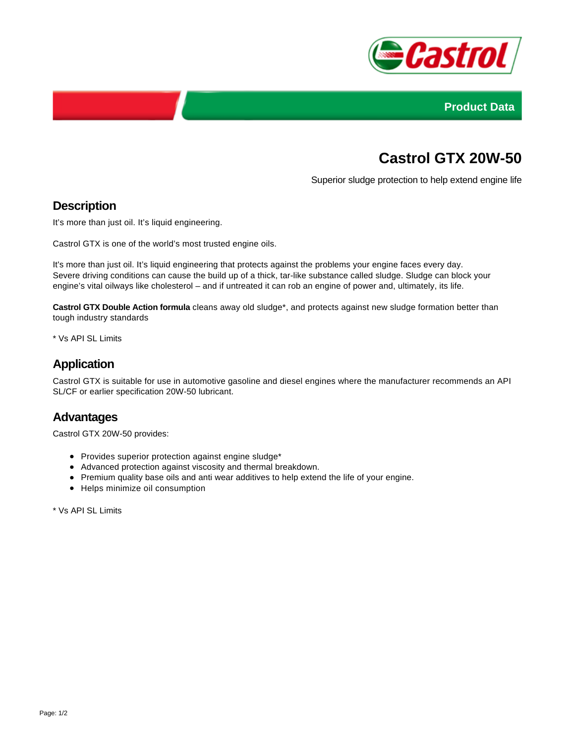Product Data

# Castrol GTX 20W-50

Superior sludge protection to help extend engine life

## Description

It's more than just oil. It's liquid engineering.

Castrol GTX is one of the world's most trusted engine oils.

It's more than just oil. It's liquid engineering that protects against the problems your engine faces every day. Severe driving conditions can cause the build up of a thick, tar-like substance called sludge. Sludge can block your engine's vital oilways like cholesterol – and if untreated it can rob an engine of power and, ultimately, its life.

**Castrol GTX Double Action formula** cleans away old sludge*, and protects against new sludge formation better than tough industry standards

* Vs API SL Limits

## Application

Castrol GTX is suitable for use in automotive gasoline and diesel engines where the manufacturer recommends an API SL/CF or earlier specification 20W-50 lubricant.

## Advantages

Castrol GTX 20W-50 provides:

- Provides superior protection against engine sludge*
- Advanced protection against viscosity and thermal breakdown.
- Premium quality base oils and anti wear additives to help extend the life of your engine.
- Helps minimize oil consumption

* Vs API SL Limits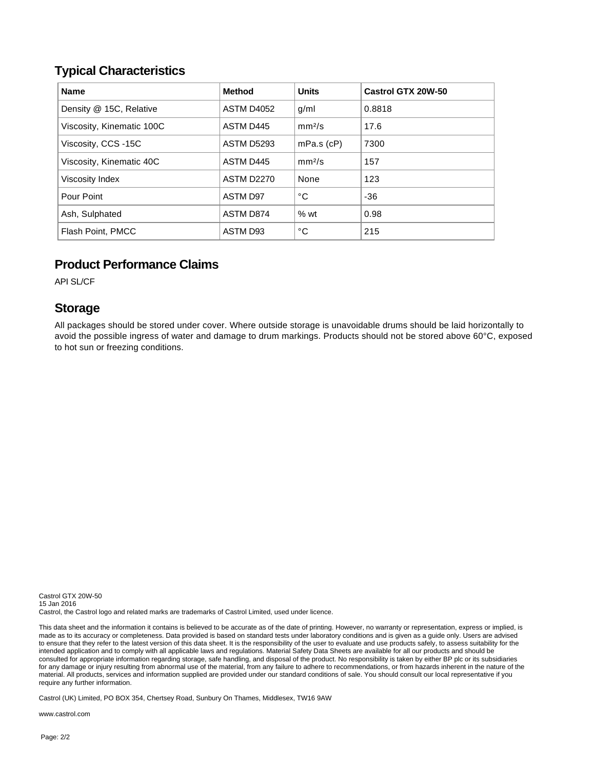## Typical Characteristics

| Name | Method | Units | Castrol GTX 20W-50 |
| --- | --- | --- | --- |
| Density @ 15C, Relative | ASTM D4052 | g/ml | 0.8818 |
| Viscosity, Kinematic 100C | ASTM D445 | $mm^2/s$ | 17.6 |
| Viscosity, CCS -15C | ASTM D5293 | mPa.s (cP) | 7300 |
| Viscosity, Kinematic 40C | ASTM D445 | $mm^2/s$ | 157 |
| Viscosity Index | ASTM D2270 | None | 123 |
| Pour Point | ASTM D97 | °C | -36 |
| Ash, Sulphated | ASTM D874 | % wt | 0.98 |
| Flash Point, PMCC | ASTM D93 | °C | 215 |

## Product Performance Claims

API SL/CF

## Storage

All packages should be stored under cover. Where outside storage is unavoidable drums should be laid horizontally to avoid the possible ingress of water and damage to drum markings. Products should not be stored above 60°C, exposed to hot sun or freezing conditions.

Castrol GTX 20W-50
15 Jan 2016
Castrol, the Castrol logo and related marks are trademarks of Castrol Limited, used under licence.

This data sheet and the information it contains is believed to be accurate as of the date of printing. However, no warranty or representation, express or implied, is made as to its accuracy or completeness. Data provided is based on standard tests under laboratory conditions and is given as a guide only. Users are advised to ensure that they refer to the latest version of this data sheet. It is the responsibility of the user to evaluate and use products safely, to assess suitability for the intended application and to comply with all applicable laws and regulations. Material Safety Data Sheets are available for all our products and should be consulted for appropriate information regarding storage, safe handling, and disposal of the product. No responsibility is taken by either BP plc or its subsidiaries for any damage or injury resulting from abnormal use of the material, from any failure to adhere to recommendations, or from hazards inherent in the nature of the material. All products, services and information supplied are provided under our standard conditions of sale. You should consult our local representative if you require any further information.

Castrol (UK) Limited, PO BOX 354, Chertsey Road, Sunbury On Thames, Middlesex, TW16 9AW

www.castrol.com